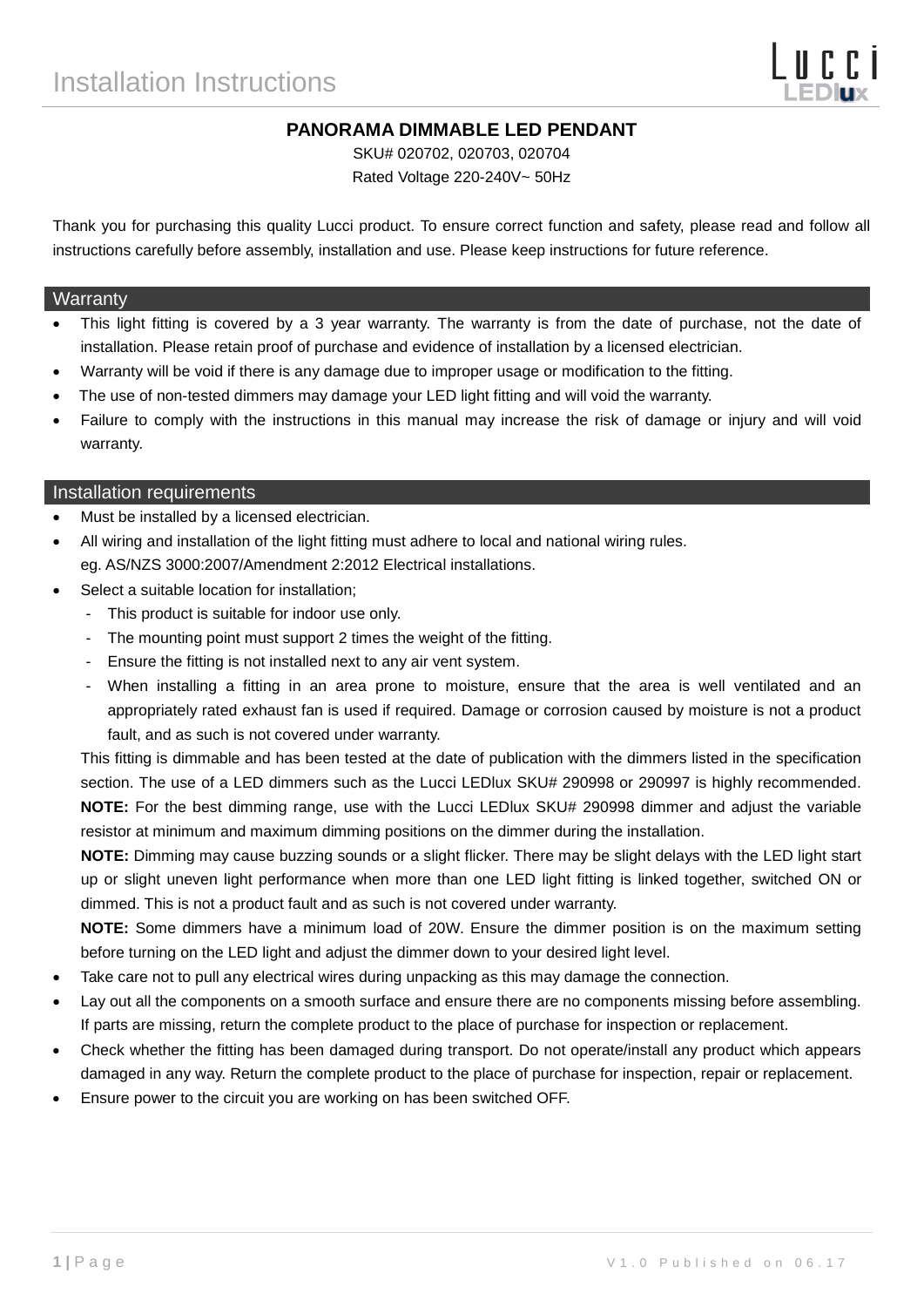# Installation Instructions

## PANORAMA DIMMABLE LED PENDANT

SKU# 020702, 020703, 020704

Rated Voltage 220-240V~ 50Hz

Thank you for purchasing this quality Lucci product. To ensure correct function and safety, please read and follow all instructions carefully before assembly, installation and use. Please keep instructions for future reference.

## Warranty

- This light fitting is covered by a 3 year warranty. The warranty is from the date of purchase, not the date of installation. Please retain proof of purchase and evidence of installation by a licensed electrician.
- Warranty will be void if there is any damage due to improper usage or modification to the fitting.
- The use of non-tested dimmers may damage your LED light fitting and will void the warranty.
- Failure to comply with the instructions in this manual may increase the risk of damage or injury and will void warranty.

## Installation requirements

- Must be installed by a licensed electrician.
- All wiring and installation of the light fitting must adhere to local and national wiring rules.
  eg. AS/NZS 3000:2007/Amendment 2:2012 Electrical installations.
- Select a suitable location for installation;
  - This product is suitable for indoor use only.
  - The mounting point must support 2 times the weight of the fitting.
  - Ensure the fitting is not installed next to any air vent system.
  - When installing a fitting in an area prone to moisture, ensure that the area is well ventilated and an appropriately rated exhaust fan is used if required. Damage or corrosion caused by moisture is not a product fault, and as such is not covered under warranty.

  This fitting is dimmable and has been tested at the date of publication with the dimmers listed in the specification section. The use of a LED dimmers such as the Lucci LEDlux SKU# 290998 or 290997 is highly recommended.

  **NOTE:** For the best dimming range, use with the Lucci LEDlux SKU# 290998 dimmer and adjust the variable resistor at minimum and maximum dimming positions on the dimmer during the installation.

  **NOTE:** Dimming may cause buzzing sounds or a slight flicker. There may be slight delays with the LED light start up or slight uneven light performance when more than one LED light fitting is linked together, switched ON or dimmed. This is not a product fault and as such is not covered under warranty.

  **NOTE:** Some dimmers have a minimum load of 20W. Ensure the dimmer position is on the maximum setting before turning on the LED light and adjust the dimmer down to your desired light level.
- Take care not to pull any electrical wires during unpacking as this may damage the connection.
- Lay out all the components on a smooth surface and ensure there are no components missing before assembling. If parts are missing, return the complete product to the place of purchase for inspection or replacement.
- Check whether the fitting has been damaged during transport. Do not operate/install any product which appears damaged in any way. Return the complete product to the place of purchase for inspection, repair or replacement.
- Ensure power to the circuit you are working on has been switched OFF.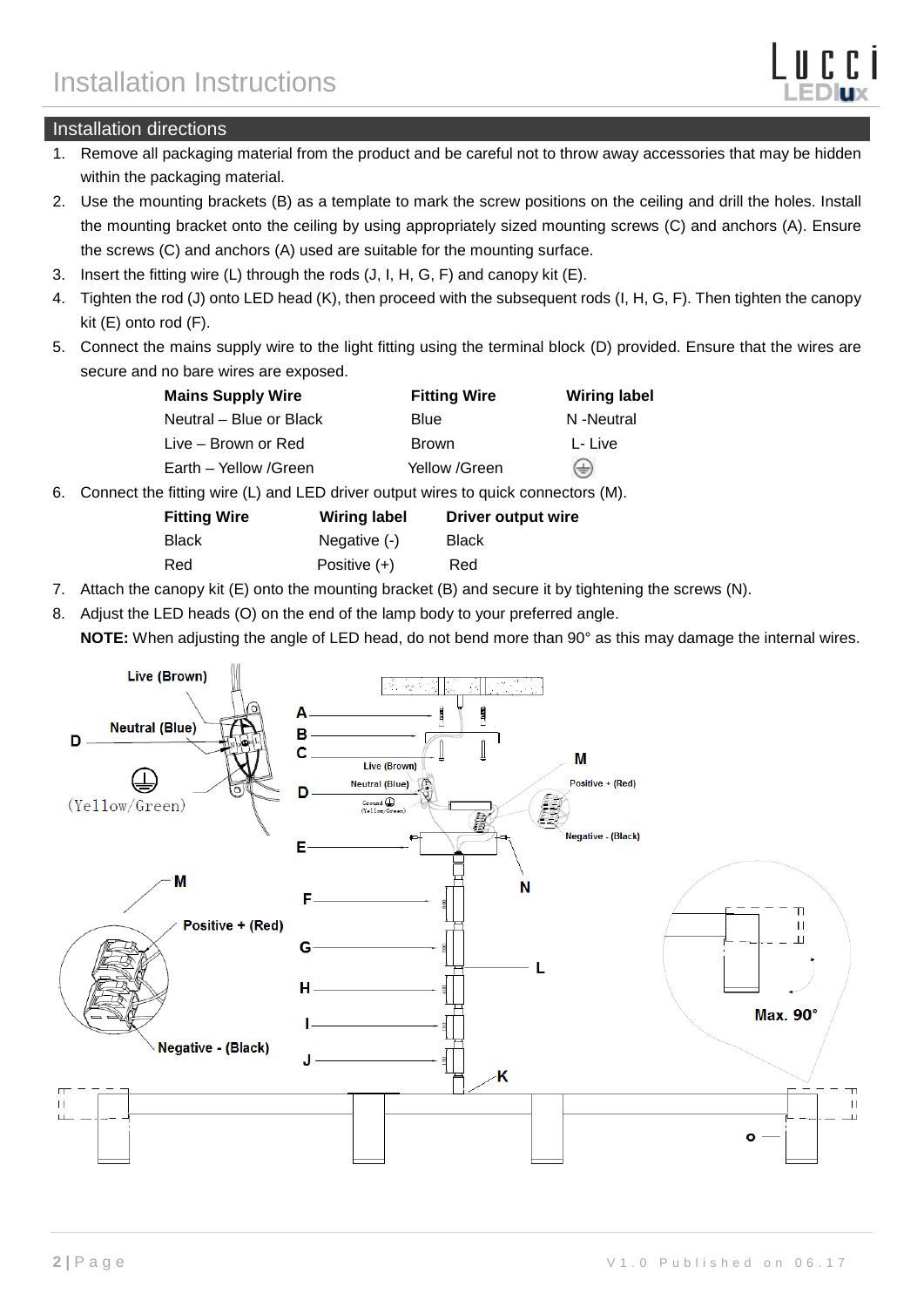# Installation Instructions

## Installation directions

1. Remove all packaging material from the product and be careful not to throw away accessories that may be hidden within the packaging material.
2. Use the mounting brackets (B) as a template to mark the screw positions on the ceiling and drill the holes. Install the mounting bracket onto the ceiling by using appropriately sized mounting screws (C) and anchors (A). Ensure the screws (C) and anchors (A) used are suitable for the mounting surface.
3. Insert the fitting wire (L) through the rods (J, I, H, G, F) and canopy kit (E).
4. Tighten the rod (J) onto LED head (K), then proceed with the subsequent rods (I, H, G, F). Then tighten the canopy kit (E) onto rod (F).
5. Connect the mains supply wire to the light fitting using the terminal block (D) provided. Ensure that the wires are secure and no bare wires are exposed.

| Mains Supply Wire | Fitting Wire | Wiring label |
|---|---|---|
| Neutral – Blue or Black | Blue | N -Neutral |
| Live – Brown or Red | Brown | L- Live |
| Earth – Yellow /Green | Yellow /Green | ⏚ |

6. Connect the fitting wire (L) and LED driver output wires to quick connectors (M).

| Fitting Wire | Wiring label | Driver output wire |
|---|---|---|
| Black | Negative (-) | Black |
| Red | Positive (+) | Red |

7. Attach the canopy kit (E) onto the mounting bracket (B) and secure it by tightening the screws (N).
8. Adjust the LED heads (O) on the end of the lamp body to your preferred angle.
   **NOTE:** When adjusting the angle of LED head, do not bend more than 90° as this may damage the internal wires.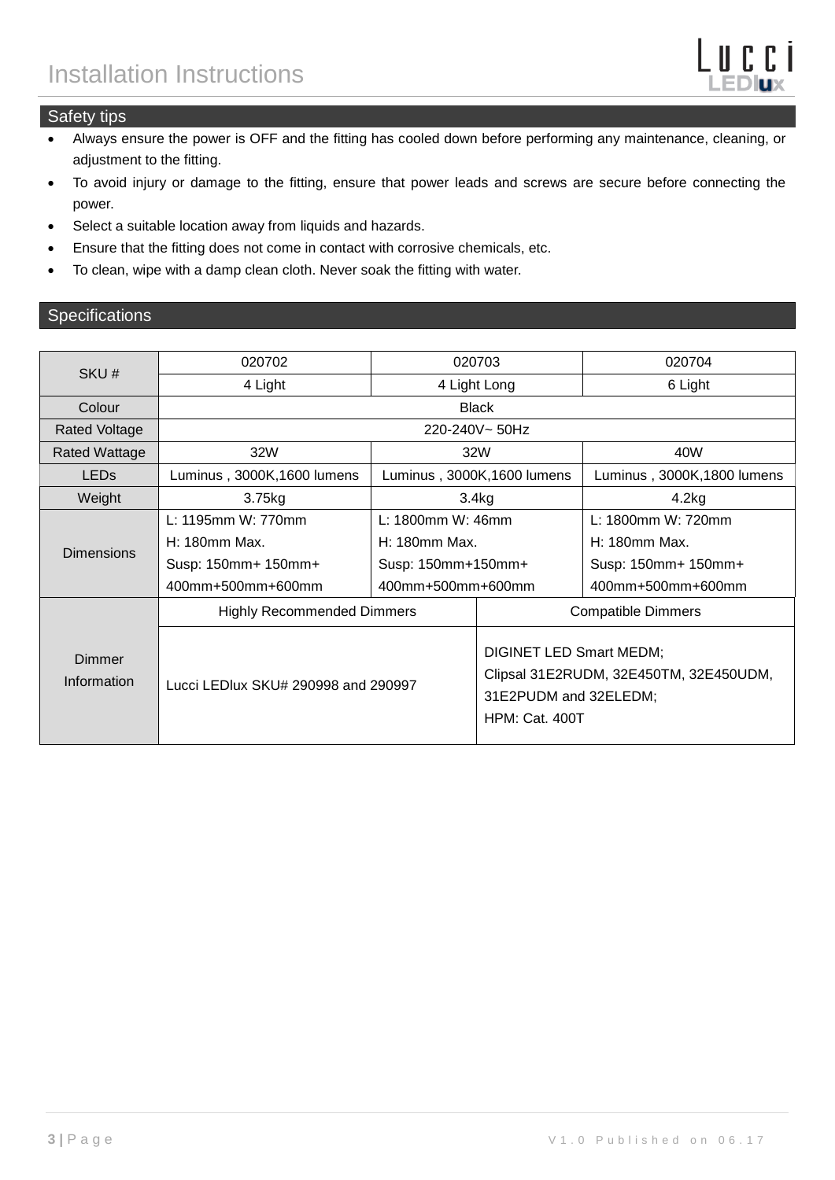# Installation Instructions

## Safety tips

- Always ensure the power is OFF and the fitting has cooled down before performing any maintenance, cleaning, or adjustment to the fitting.
- To avoid injury or damage to the fitting, ensure that power leads and screws are secure before connecting the power.
- Select a suitable location away from liquids and hazards.
- Ensure that the fitting does not come in contact with corrosive chemicals, etc.
- To clean, wipe with a damp clean cloth. Never soak the fitting with water.

## Specifications

| SKU # | 020702 | 020703 | 020704 |
|---|---|---|---|
| | 4 Light | 4 Light Long | 6 Light |
| Colour | Black | | |
| Rated Voltage | 220-240V~ 50Hz | | |
| Rated Wattage | 32W | 32W | 40W |
| LEDs | Luminus , 3000K,1600 lumens | Luminus , 3000K,1600 lumens | Luminus , 3000K,1800 lumens |
| Weight | 3.75kg | 3.4kg | 4.2kg |
| Dimensions | L: 1195mm W: 770mm<br>H: 180mm Max.<br>Susp: 150mm+ 150mm+ 400mm+500mm+600mm | L: 1800mm W: 46mm<br>H: 180mm Max.<br>Susp: 150mm+150mm+ 400mm+500mm+600mm | L: 1800mm W: 720mm<br>H: 180mm Max.<br>Susp: 150mm+ 150mm+ 400mm+500mm+600mm |

| Dimmer Information | Highly Recommended Dimmers | Compatible Dimmers |
|---|---|---|
| | Lucci LEDlux SKU# 290998 and 290997 | DIGINET LED Smart MEDM;<br>Clipsal 31E2RUDM, 32E450TM, 32E450UDM, 31E2PUDM and 32ELEDM;<br>HPM: Cat. 400T |